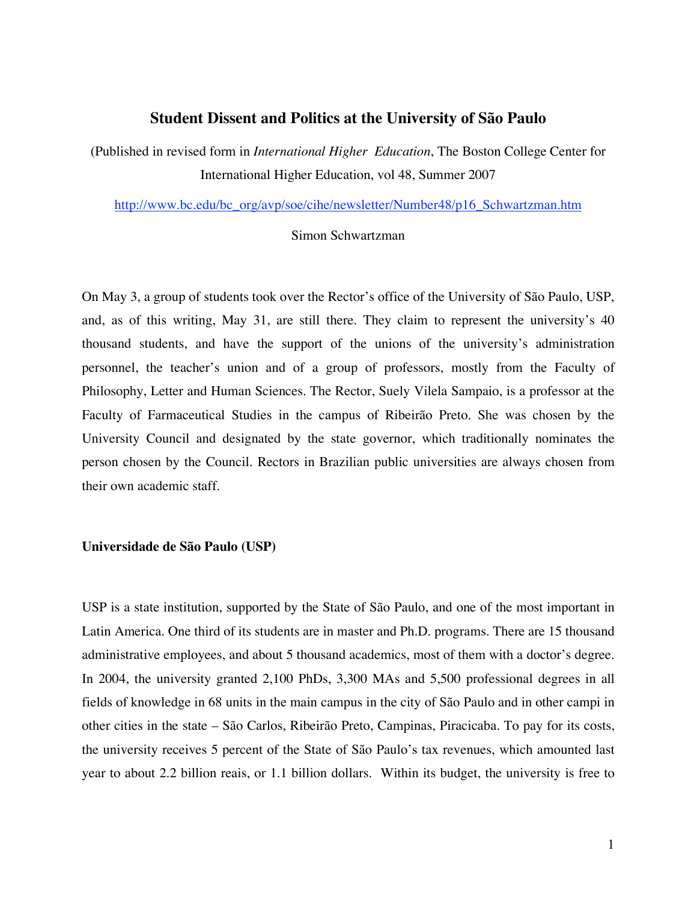# Student Dissent and Politics at the University of São Paulo

(Published in revised form in *International Higher Education*, The Boston College Center for International Higher Education, vol 48, Summer 2007

http://www.bc.edu/bc_org/avp/soe/cihe/newsletter/Number48/p16_Schwartzman.htm

Simon Schwartzman

On May 3, a group of students took over the Rector's office of the University of São Paulo, USP, and, as of this writing, May 31, are still there. They claim to represent the university's 40 thousand students, and have the support of the unions of the university's administration personnel, the teacher's union and of a group of professors, mostly from the Faculty of Philosophy, Letter and Human Sciences. The Rector, Suely Vilela Sampaio, is a professor at the Faculty of Farmaceutical Studies in the campus of Ribeirão Preto. She was chosen by the University Council and designated by the state governor, which traditionally nominates the person chosen by the Council. Rectors in Brazilian public universities are always chosen from their own academic staff.

## Universidade de São Paulo (USP)

USP is a state institution, supported by the State of São Paulo, and one of the most important in Latin America. One third of its students are in master and Ph.D. programs. There are 15 thousand administrative employees, and about 5 thousand academics, most of them with a doctor's degree. In 2004, the university granted 2,100 PhDs, 3,300 MAs and 5,500 professional degrees in all fields of knowledge in 68 units in the main campus in the city of São Paulo and in other campi in other cities in the state – São Carlos, Ribeirão Preto, Campinas, Piracicaba. To pay for its costs, the university receives 5 percent of the State of São Paulo's tax revenues, which amounted last year to about 2.2 billion reais, or 1.1 billion dollars. Within its budget, the university is free to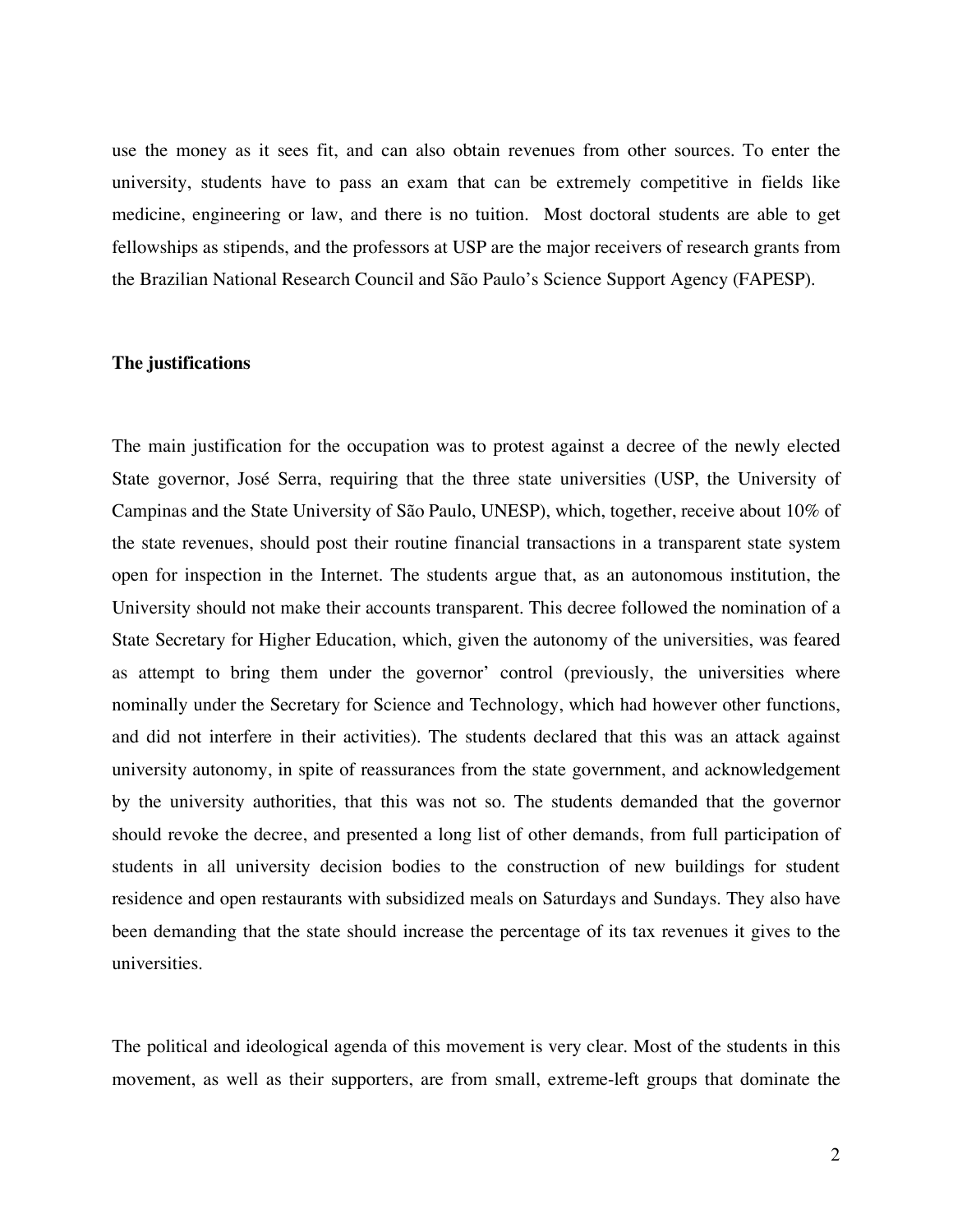use the money as it sees fit, and can also obtain revenues from other sources. To enter the university, students have to pass an exam that can be extremely competitive in fields like medicine, engineering or law, and there is no tuition. Most doctoral students are able to get fellowships as stipends, and the professors at USP are the major receivers of research grants from the Brazilian National Research Council and São Paulo's Science Support Agency (FAPESP).

**The justifications**

The main justification for the occupation was to protest against a decree of the newly elected State governor, José Serra, requiring that the three state universities (USP, the University of Campinas and the State University of São Paulo, UNESP), which, together, receive about 10% of the state revenues, should post their routine financial transactions in a transparent state system open for inspection in the Internet. The students argue that, as an autonomous institution, the University should not make their accounts transparent. This decree followed the nomination of a State Secretary for Higher Education, which, given the autonomy of the universities, was feared as attempt to bring them under the governor' control (previously, the universities where nominally under the Secretary for Science and Technology, which had however other functions, and did not interfere in their activities). The students declared that this was an attack against university autonomy, in spite of reassurances from the state government, and acknowledgement by the university authorities, that this was not so. The students demanded that the governor should revoke the decree, and presented a long list of other demands, from full participation of students in all university decision bodies to the construction of new buildings for student residence and open restaurants with subsidized meals on Saturdays and Sundays. They also have been demanding that the state should increase the percentage of its tax revenues it gives to the universities.

The political and ideological agenda of this movement is very clear. Most of the students in this movement, as well as their supporters, are from small, extreme-left groups that dominate the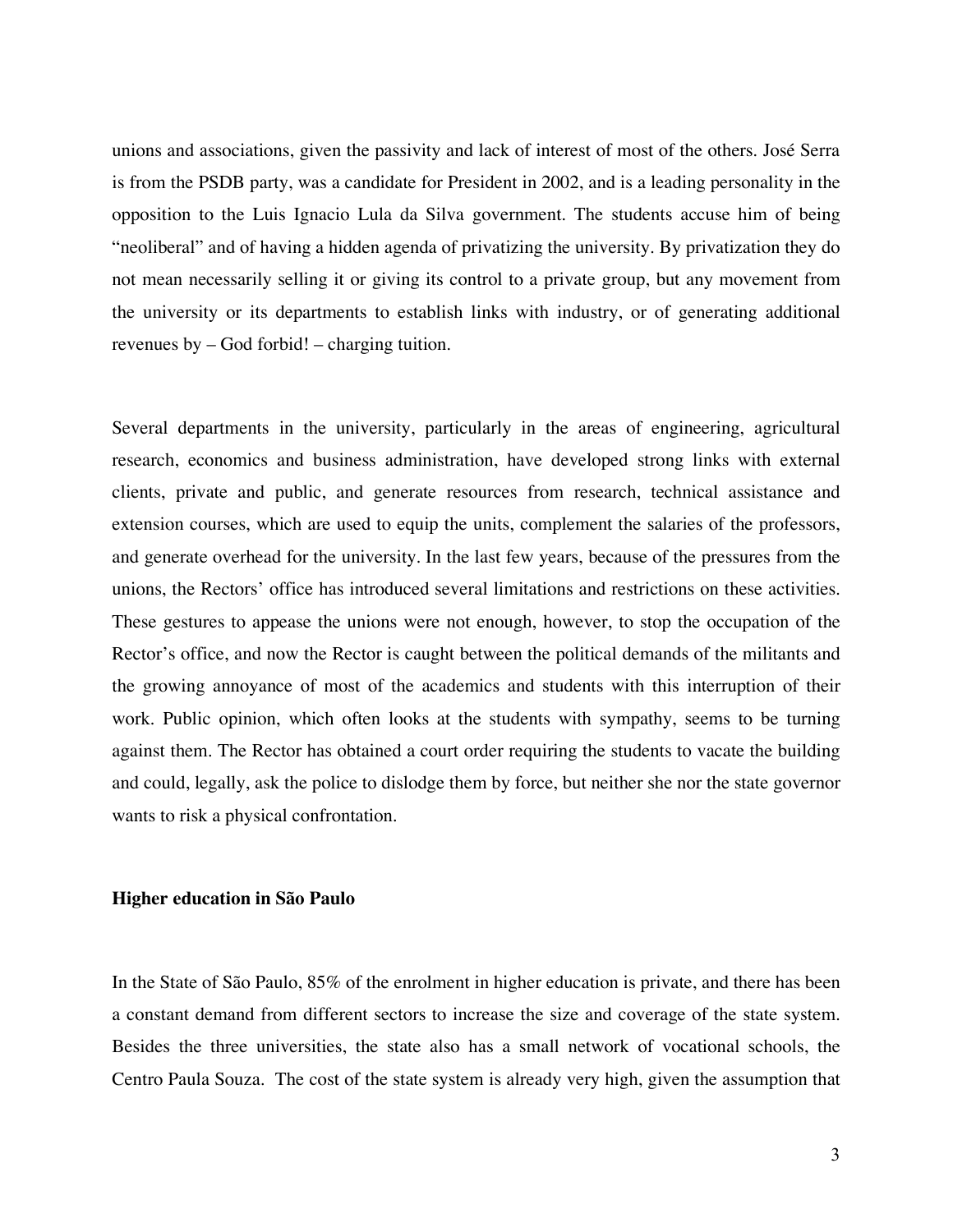unions and associations, given the passivity and lack of interest of most of the others. José Serra is from the PSDB party, was a candidate for President in 2002, and is a leading personality in the opposition to the Luis Ignacio Lula da Silva government. The students accuse him of being "neoliberal" and of having a hidden agenda of privatizing the university. By privatization they do not mean necessarily selling it or giving its control to a private group, but any movement from the university or its departments to establish links with industry, or of generating additional revenues by – God forbid! – charging tuition.

Several departments in the university, particularly in the areas of engineering, agricultural research, economics and business administration, have developed strong links with external clients, private and public, and generate resources from research, technical assistance and extension courses, which are used to equip the units, complement the salaries of the professors, and generate overhead for the university. In the last few years, because of the pressures from the unions, the Rectors' office has introduced several limitations and restrictions on these activities. These gestures to appease the unions were not enough, however, to stop the occupation of the Rector's office, and now the Rector is caught between the political demands of the militants and the growing annoyance of most of the academics and students with this interruption of their work. Public opinion, which often looks at the students with sympathy, seems to be turning against them. The Rector has obtained a court order requiring the students to vacate the building and could, legally, ask the police to dislodge them by force, but neither she nor the state governor wants to risk a physical confrontation.

### Higher education in São Paulo

In the State of São Paulo, 85% of the enrolment in higher education is private, and there has been a constant demand from different sectors to increase the size and coverage of the state system. Besides the three universities, the state also has a small network of vocational schools, the Centro Paula Souza. The cost of the state system is already very high, given the assumption that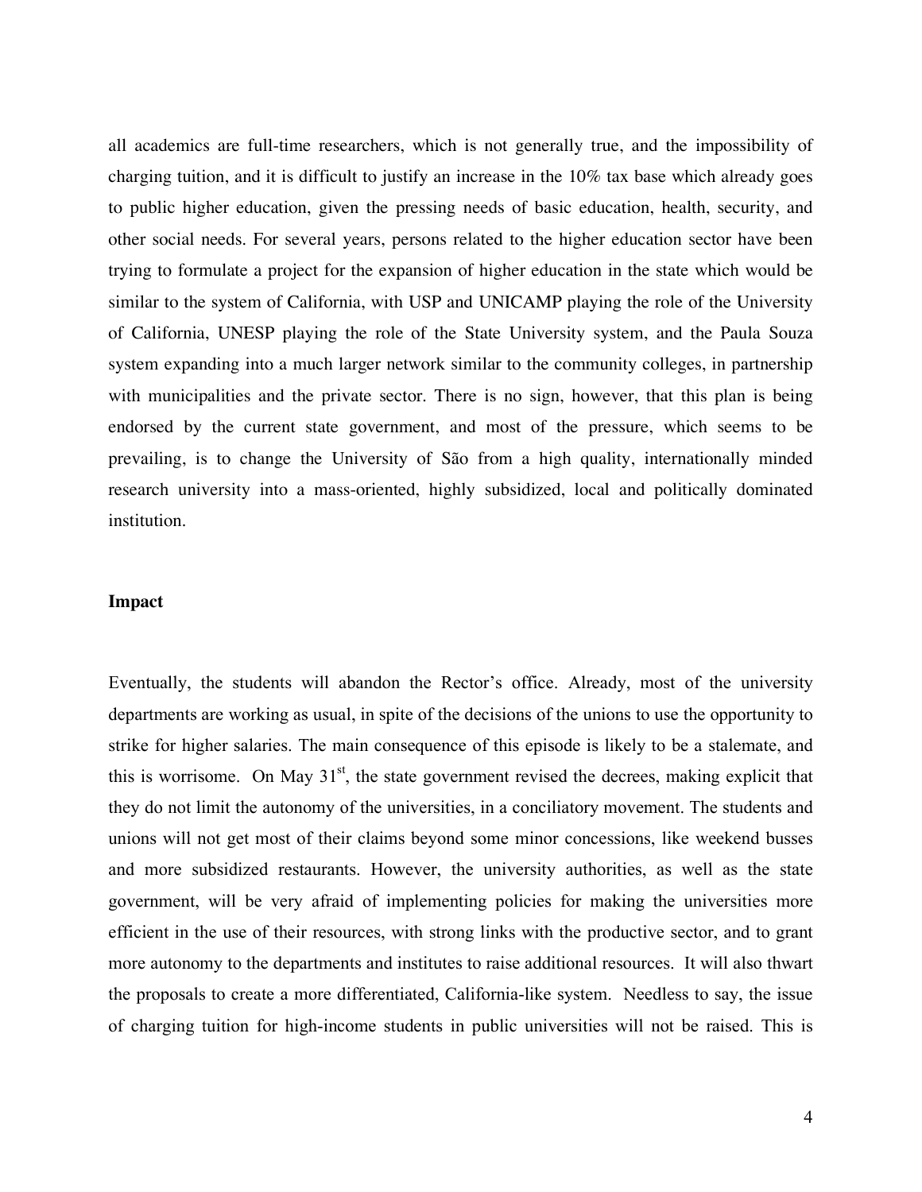all academics are full-time researchers, which is not generally true, and the impossibility of charging tuition, and it is difficult to justify an increase in the 10% tax base which already goes to public higher education, given the pressing needs of basic education, health, security, and other social needs. For several years, persons related to the higher education sector have been trying to formulate a project for the expansion of higher education in the state which would be similar to the system of California, with USP and UNICAMP playing the role of the University of California, UNESP playing the role of the State University system, and the Paula Souza system expanding into a much larger network similar to the community colleges, in partnership with municipalities and the private sector. There is no sign, however, that this plan is being endorsed by the current state government, and most of the pressure, which seems to be prevailing, is to change the University of São from a high quality, internationally minded research university into a mass-oriented, highly subsidized, local and politically dominated institution.

**Impact**

Eventually, the students will abandon the Rector's office. Already, most of the university departments are working as usual, in spite of the decisions of the unions to use the opportunity to strike for higher salaries. The main consequence of this episode is likely to be a stalemate, and this is worrisome. On May 31st, the state government revised the decrees, making explicit that they do not limit the autonomy of the universities, in a conciliatory movement. The students and unions will not get most of their claims beyond some minor concessions, like weekend busses and more subsidized restaurants. However, the university authorities, as well as the state government, will be very afraid of implementing policies for making the universities more efficient in the use of their resources, with strong links with the productive sector, and to grant more autonomy to the departments and institutes to raise additional resources. It will also thwart the proposals to create a more differentiated, California-like system. Needless to say, the issue of charging tuition for high-income students in public universities will not be raised. This is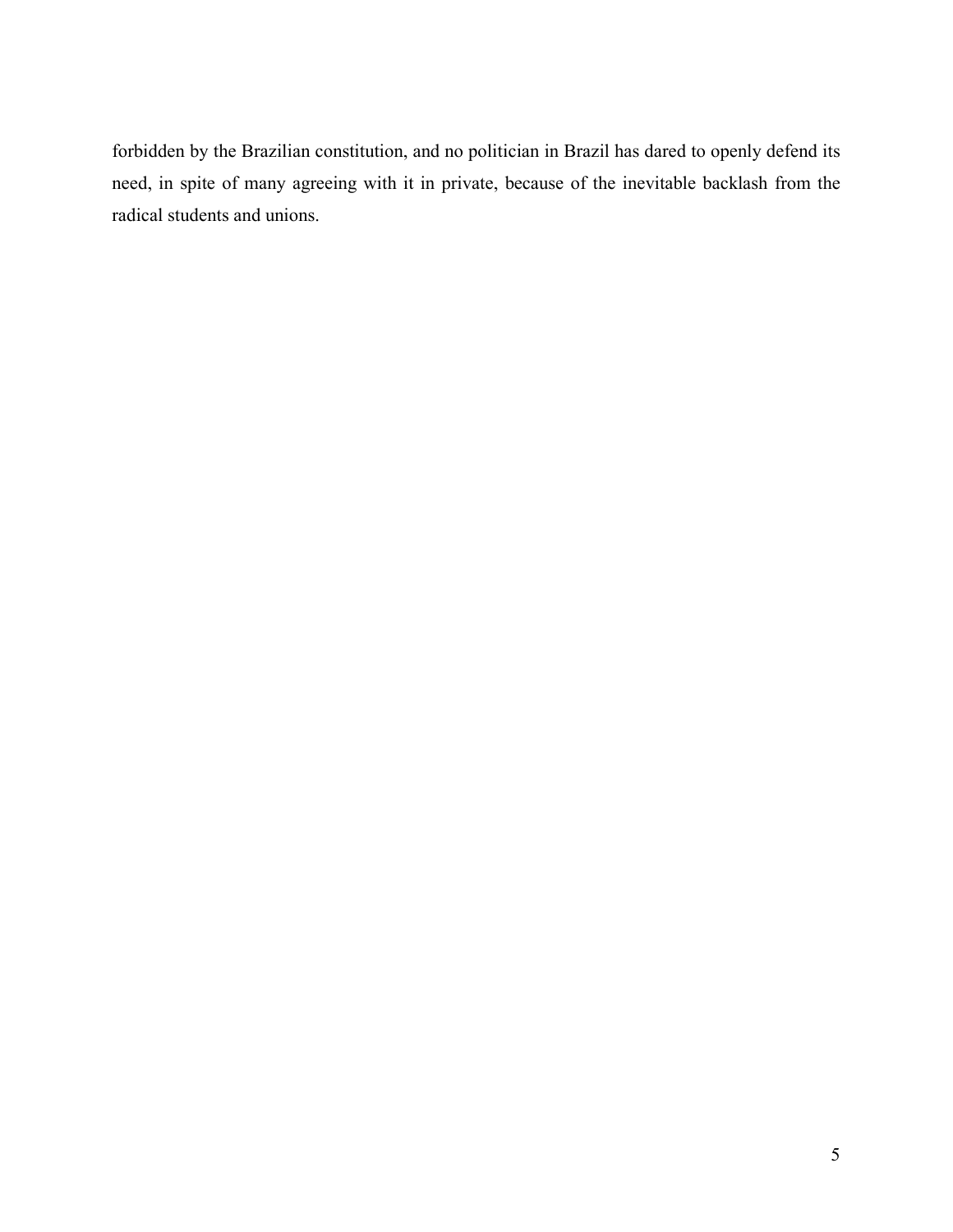forbidden by the Brazilian constitution, and no politician in Brazil has dared to openly defend its need, in spite of many agreeing with it in private, because of the inevitable backlash from the radical students and unions.